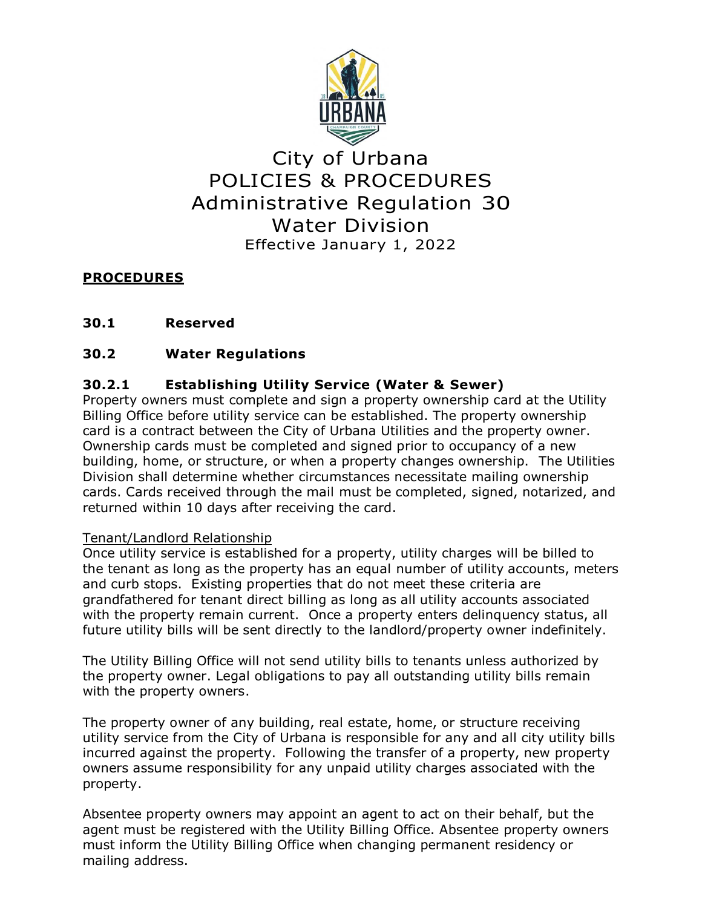# City of Urbana
# POLICIES & PROCEDURES
# Administrative Regulation 30
# Water Division

Effective January 1, 2022

## PROCEDURES

### 30.1 Reserved

### 30.2 Water Regulations

### 30.2.1 Establishing Utility Service (Water & Sewer)

Property owners must complete and sign a property ownership card at the Utility Billing Office before utility service can be established. The property ownership card is a contract between the City of Urbana Utilities and the property owner. Ownership cards must be completed and signed prior to occupancy of a new building, home, or structure, or when a property changes ownership. The Utilities Division shall determine whether circumstances necessitate mailing ownership cards. Cards received through the mail must be completed, signed, notarized, and returned within 10 days after receiving the card.

Tenant/Landlord Relationship

Once utility service is established for a property, utility charges will be billed to the tenant as long as the property has an equal number of utility accounts, meters and curb stops. Existing properties that do not meet these criteria are grandfathered for tenant direct billing as long as all utility accounts associated with the property remain current. Once a property enters delinquency status, all future utility bills will be sent directly to the landlord/property owner indefinitely.

The Utility Billing Office will not send utility bills to tenants unless authorized by the property owner. Legal obligations to pay all outstanding utility bills remain with the property owners.

The property owner of any building, real estate, home, or structure receiving utility service from the City of Urbana is responsible for any and all city utility bills incurred against the property. Following the transfer of a property, new property owners assume responsibility for any unpaid utility charges associated with the property.

Absentee property owners may appoint an agent to act on their behalf, but the agent must be registered with the Utility Billing Office. Absentee property owners must inform the Utility Billing Office when changing permanent residency or mailing address.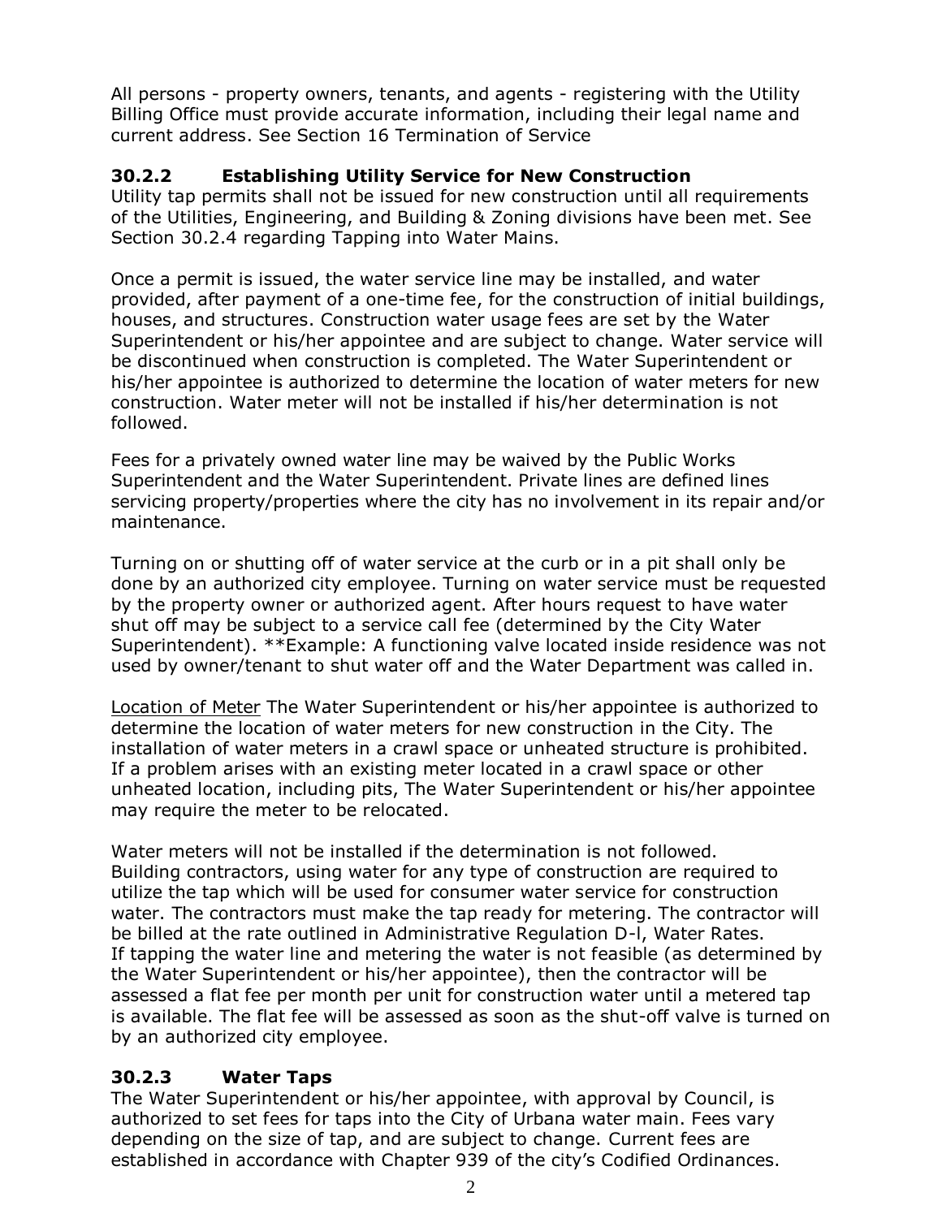All persons - property owners, tenants, and agents - registering with the Utility Billing Office must provide accurate information, including their legal name and current address. See Section 16 Termination of Service

### 30.2.2 Establishing Utility Service for New Construction

Utility tap permits shall not be issued for new construction until all requirements of the Utilities, Engineering, and Building & Zoning divisions have been met. See Section 30.2.4 regarding Tapping into Water Mains.

Once a permit is issued, the water service line may be installed, and water provided, after payment of a one-time fee, for the construction of initial buildings, houses, and structures. Construction water usage fees are set by the Water Superintendent or his/her appointee and are subject to change. Water service will be discontinued when construction is completed. The Water Superintendent or his/her appointee is authorized to determine the location of water meters for new construction. Water meter will not be installed if his/her determination is not followed.

Fees for a privately owned water line may be waived by the Public Works Superintendent and the Water Superintendent. Private lines are defined lines servicing property/properties where the city has no involvement in its repair and/or maintenance.

Turning on or shutting off of water service at the curb or in a pit shall only be done by an authorized city employee. Turning on water service must be requested by the property owner or authorized agent. After hours request to have water shut off may be subject to a service call fee (determined by the City Water Superintendent). **Example: A functioning valve located inside residence was not used by owner/tenant to shut water off and the Water Department was called in.

<u>Location of Meter</u> The Water Superintendent or his/her appointee is authorized to determine the location of water meters for new construction in the City. The installation of water meters in a crawl space or unheated structure is prohibited. If a problem arises with an existing meter located in a crawl space or other unheated location, including pits, The Water Superintendent or his/her appointee may require the meter to be relocated.

Water meters will not be installed if the determination is not followed. Building contractors, using water for any type of construction are required to utilize the tap which will be used for consumer water service for construction water. The contractors must make the tap ready for metering. The contractor will be billed at the rate outlined in Administrative Regulation D-l, Water Rates. If tapping the water line and metering the water is not feasible (as determined by the Water Superintendent or his/her appointee), then the contractor will be assessed a flat fee per month per unit for construction water until a metered tap is available. The flat fee will be assessed as soon as the shut-off valve is turned on by an authorized city employee.

### 30.2.3 Water Taps

The Water Superintendent or his/her appointee, with approval by Council, is authorized to set fees for taps into the City of Urbana water main. Fees vary depending on the size of tap, and are subject to change. Current fees are established in accordance with Chapter 939 of the city's Codified Ordinances.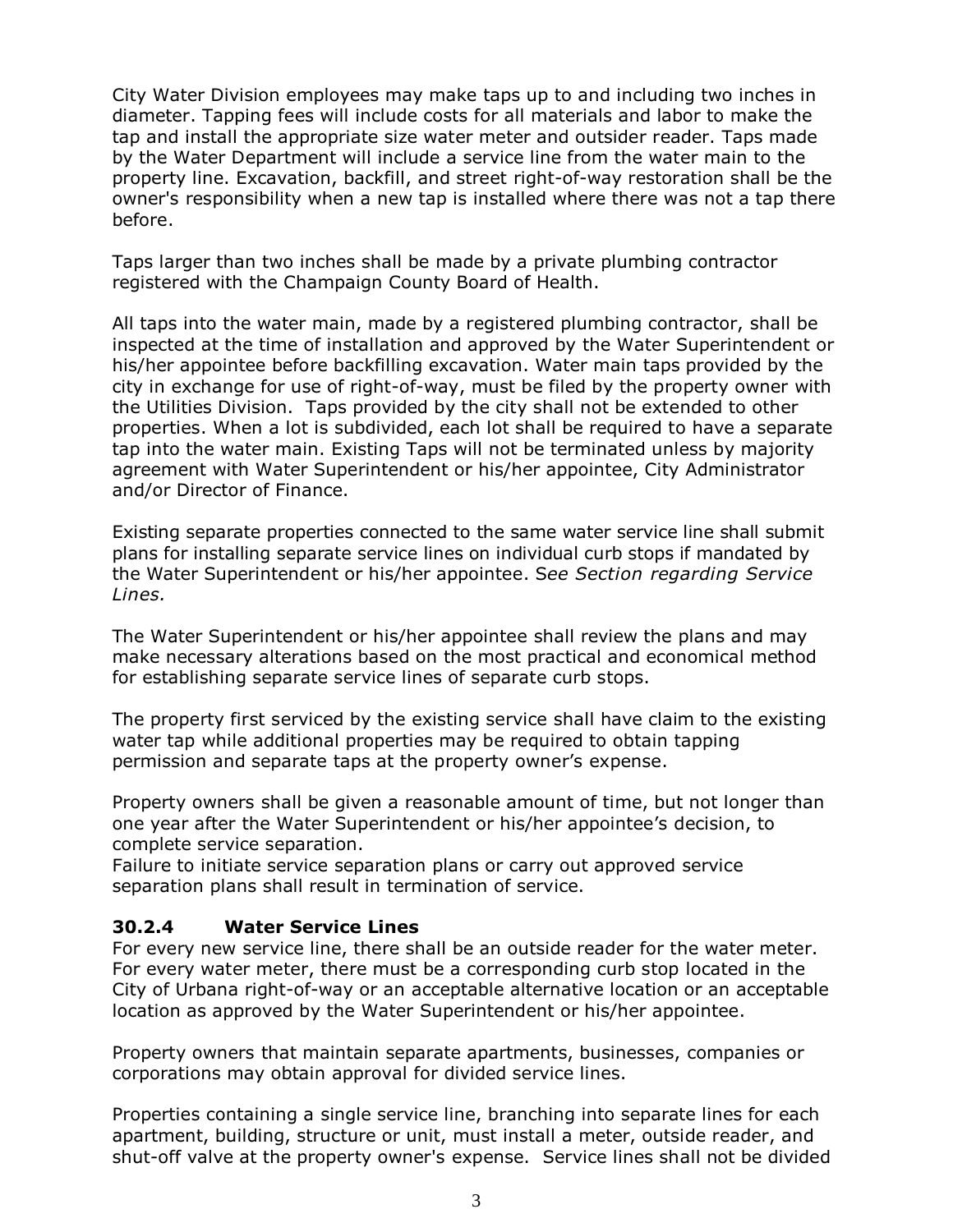City Water Division employees may make taps up to and including two inches in diameter. Tapping fees will include costs for all materials and labor to make the tap and install the appropriate size water meter and outsider reader. Taps made by the Water Department will include a service line from the water main to the property line. Excavation, backfill, and street right-of-way restoration shall be the owner's responsibility when a new tap is installed where there was not a tap there before.

Taps larger than two inches shall be made by a private plumbing contractor registered with the Champaign County Board of Health.

All taps into the water main, made by a registered plumbing contractor, shall be inspected at the time of installation and approved by the Water Superintendent or his/her appointee before backfilling excavation. Water main taps provided by the city in exchange for use of right-of-way, must be filed by the property owner with the Utilities Division. Taps provided by the city shall not be extended to other properties. When a lot is subdivided, each lot shall be required to have a separate tap into the water main. Existing Taps will not be terminated unless by majority agreement with Water Superintendent or his/her appointee, City Administrator and/or Director of Finance.

Existing separate properties connected to the same water service line shall submit plans for installing separate service lines on individual curb stops if mandated by the Water Superintendent or his/her appointee. S*ee Section regarding Service Lines.*

The Water Superintendent or his/her appointee shall review the plans and may make necessary alterations based on the most practical and economical method for establishing separate service lines of separate curb stops.

The property first serviced by the existing service shall have claim to the existing water tap while additional properties may be required to obtain tapping permission and separate taps at the property owner's expense.

Property owners shall be given a reasonable amount of time, but not longer than one year after the Water Superintendent or his/her appointee's decision, to complete service separation.
Failure to initiate service separation plans or carry out approved service separation plans shall result in termination of service.

### 30.2.4 Water Service Lines

For every new service line, there shall be an outside reader for the water meter. For every water meter, there must be a corresponding curb stop located in the City of Urbana right-of-way or an acceptable alternative location or an acceptable location as approved by the Water Superintendent or his/her appointee.

Property owners that maintain separate apartments, businesses, companies or corporations may obtain approval for divided service lines.

Properties containing a single service line, branching into separate lines for each apartment, building, structure or unit, must install a meter, outside reader, and shut-off valve at the property owner's expense. Service lines shall not be divided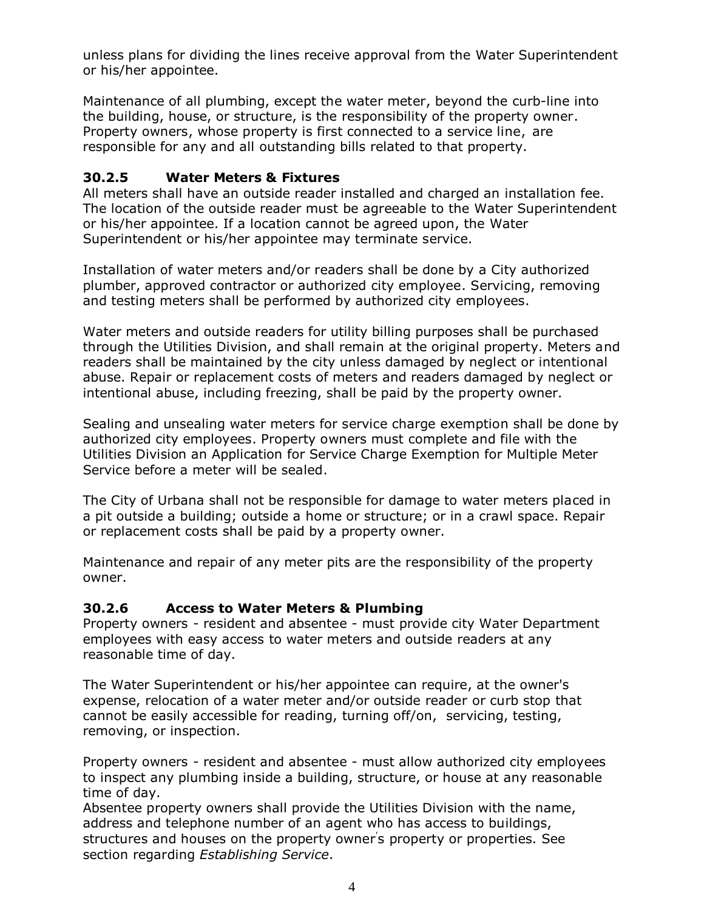unless plans for dividing the lines receive approval from the Water Superintendent or his/her appointee.

Maintenance of all plumbing, except the water meter, beyond the curb-line into the building, house, or structure, is the responsibility of the property owner. Property owners, whose property is first connected to a service line, are responsible for any and all outstanding bills related to that property.

### 30.2.5 Water Meters & Fixtures

All meters shall have an outside reader installed and charged an installation fee. The location of the outside reader must be agreeable to the Water Superintendent or his/her appointee. If a location cannot be agreed upon, the Water Superintendent or his/her appointee may terminate service.

Installation of water meters and/or readers shall be done by a City authorized plumber, approved contractor or authorized city employee. Servicing, removing and testing meters shall be performed by authorized city employees.

Water meters and outside readers for utility billing purposes shall be purchased through the Utilities Division, and shall remain at the original property. Meters and readers shall be maintained by the city unless damaged by neglect or intentional abuse. Repair or replacement costs of meters and readers damaged by neglect or intentional abuse, including freezing, shall be paid by the property owner.

Sealing and unsealing water meters for service charge exemption shall be done by authorized city employees. Property owners must complete and file with the Utilities Division an Application for Service Charge Exemption for Multiple Meter Service before a meter will be sealed.

The City of Urbana shall not be responsible for damage to water meters placed in a pit outside a building; outside a home or structure; or in a crawl space. Repair or replacement costs shall be paid by a property owner.

Maintenance and repair of any meter pits are the responsibility of the property owner.

### 30.2.6 Access to Water Meters & Plumbing

Property owners - resident and absentee - must provide city Water Department employees with easy access to water meters and outside readers at any reasonable time of day.

The Water Superintendent or his/her appointee can require, at the owner's expense, relocation of a water meter and/or outside reader or curb stop that cannot be easily accessible for reading, turning off/on, servicing, testing, removing, or inspection.

Property owners - resident and absentee - must allow authorized city employees to inspect any plumbing inside a building, structure, or house at any reasonable time of day.

Absentee property owners shall provide the Utilities Division with the name, address and telephone number of an agent who has access to buildings, structures and houses on the property owner's property or properties. See section regarding *Establishing Service*.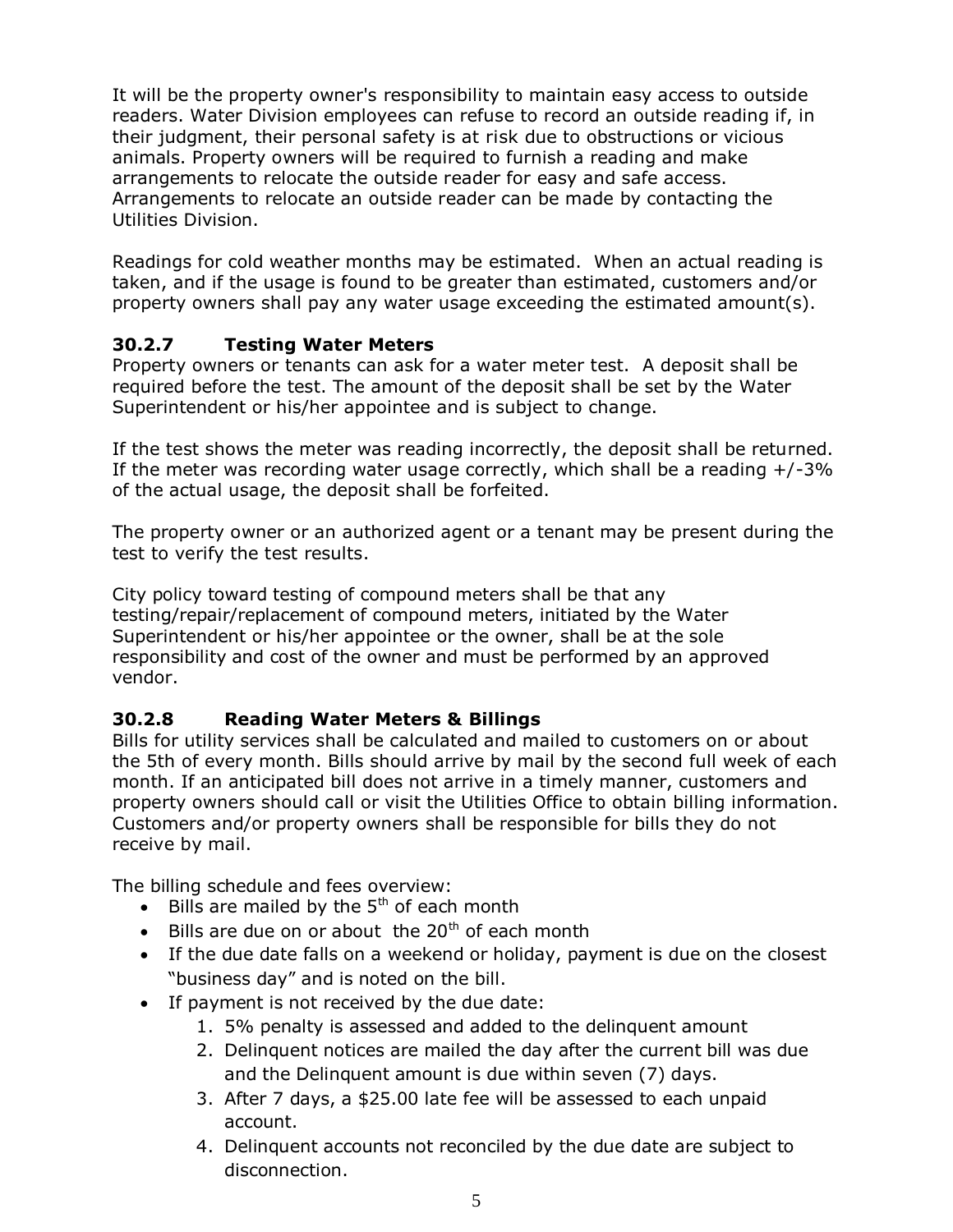It will be the property owner's responsibility to maintain easy access to outside readers. Water Division employees can refuse to record an outside reading if, in their judgment, their personal safety is at risk due to obstructions or vicious animals. Property owners will be required to furnish a reading and make arrangements to relocate the outside reader for easy and safe access. Arrangements to relocate an outside reader can be made by contacting the Utilities Division.

Readings for cold weather months may be estimated. When an actual reading is taken, and if the usage is found to be greater than estimated, customers and/or property owners shall pay any water usage exceeding the estimated amount(s).

### 30.2.7 Testing Water Meters

Property owners or tenants can ask for a water meter test. A deposit shall be required before the test. The amount of the deposit shall be set by the Water Superintendent or his/her appointee and is subject to change.

If the test shows the meter was reading incorrectly, the deposit shall be returned. If the meter was recording water usage correctly, which shall be a reading +/-3% of the actual usage, the deposit shall be forfeited.

The property owner or an authorized agent or a tenant may be present during the test to verify the test results.

City policy toward testing of compound meters shall be that any testing/repair/replacement of compound meters, initiated by the Water Superintendent or his/her appointee or the owner, shall be at the sole responsibility and cost of the owner and must be performed by an approved vendor.

### 30.2.8 Reading Water Meters & Billings

Bills for utility services shall be calculated and mailed to customers on or about the 5th of every month. Bills should arrive by mail by the second full week of each month. If an anticipated bill does not arrive in a timely manner, customers and property owners should call or visit the Utilities Office to obtain billing information. Customers and/or property owners shall be responsible for bills they do not receive by mail.

The billing schedule and fees overview:

- Bills are mailed by the 5th of each month
- Bills are due on or about the 20th of each month
- If the due date falls on a weekend or holiday, payment is due on the closest "business day" and is noted on the bill.
- If payment is not received by the due date:
    1. 5% penalty is assessed and added to the delinquent amount
    2. Delinquent notices are mailed the day after the current bill was due and the Delinquent amount is due within seven (7) days.
    3. After 7 days, a $25.00 late fee will be assessed to each unpaid account.
    4. Delinquent accounts not reconciled by the due date are subject to disconnection.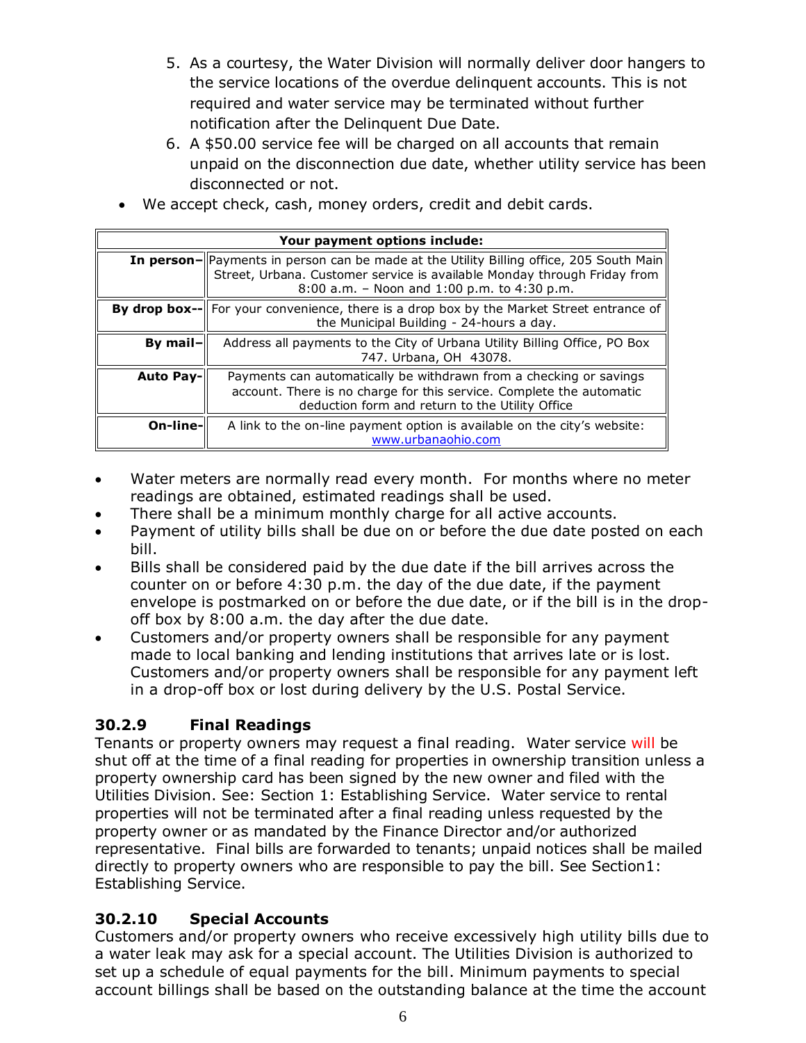5. As a courtesy, the Water Division will normally deliver door hangers to the service locations of the overdue delinquent accounts. This is not required and water service may be terminated without further notification after the Delinquent Due Date.
6. A $50.00 service fee will be charged on all accounts that remain unpaid on the disconnection due date, whether utility service has been disconnected or not.

- We accept check, cash, money orders, credit and debit cards.

| Your payment options include: | |
|---|---|
| **In person–** | Payments in person can be made at the Utility Billing office, 205 South Main Street, Urbana. Customer service is available Monday through Friday from 8:00 a.m. – Noon and 1:00 p.m. to 4:30 p.m. |
| **By drop box--** | For your convenience, there is a drop box by the Market Street entrance of the Municipal Building - 24-hours a day. |
| **By mail–** | Address all payments to the City of Urbana Utility Billing Office, PO Box 747. Urbana, OH 43078. |
| **Auto Pay-** | Payments can automatically be withdrawn from a checking or savings account. There is no charge for this service. Complete the automatic deduction form and return to the Utility Office |
| **On-line-** | A link to the on-line payment option is available on the city's website: www.urbanaohio.com |

- Water meters are normally read every month. For months where no meter readings are obtained, estimated readings shall be used.
- There shall be a minimum monthly charge for all active accounts.
- Payment of utility bills shall be due on or before the due date posted on each bill.
- Bills shall be considered paid by the due date if the bill arrives across the counter on or before 4:30 p.m. the day of the due date, if the payment envelope is postmarked on or before the due date, or if the bill is in the drop-off box by 8:00 a.m. the day after the due date.
- Customers and/or property owners shall be responsible for any payment made to local banking and lending institutions that arrives late or is lost. Customers and/or property owners shall be responsible for any payment left in a drop-off box or lost during delivery by the U.S. Postal Service.

### 30.2.9 Final Readings

Tenants or property owners may request a final reading. Water service will be shut off at the time of a final reading for properties in ownership transition unless a property ownership card has been signed by the new owner and filed with the Utilities Division. See: Section 1: Establishing Service. Water service to rental properties will not be terminated after a final reading unless requested by the property owner or as mandated by the Finance Director and/or authorized representative. Final bills are forwarded to tenants; unpaid notices shall be mailed directly to property owners who are responsible to pay the bill. See Section1: Establishing Service.

### 30.2.10 Special Accounts

Customers and/or property owners who receive excessively high utility bills due to a water leak may ask for a special account. The Utilities Division is authorized to set up a schedule of equal payments for the bill. Minimum payments to special account billings shall be based on the outstanding balance at the time the account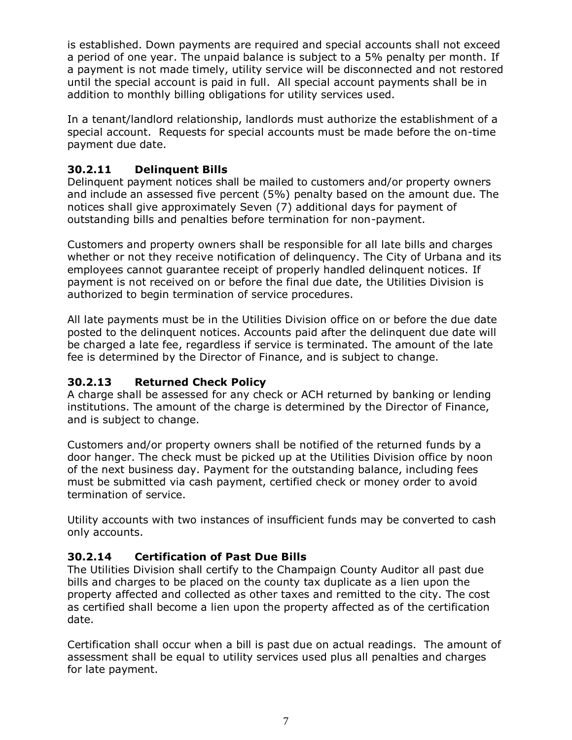is established. Down payments are required and special accounts shall not exceed a period of one year. The unpaid balance is subject to a 5% penalty per month. If a payment is not made timely, utility service will be disconnected and not restored until the special account is paid in full. All special account payments shall be in addition to monthly billing obligations for utility services used.

In a tenant/landlord relationship, landlords must authorize the establishment of a special account. Requests for special accounts must be made before the on-time payment due date.

### 30.2.11 Delinquent Bills

Delinquent payment notices shall be mailed to customers and/or property owners and include an assessed five percent (5%) penalty based on the amount due. The notices shall give approximately Seven (7) additional days for payment of outstanding bills and penalties before termination for non-payment.

Customers and property owners shall be responsible for all late bills and charges whether or not they receive notification of delinquency. The City of Urbana and its employees cannot guarantee receipt of properly handled delinquent notices. If payment is not received on or before the final due date, the Utilities Division is authorized to begin termination of service procedures.

All late payments must be in the Utilities Division office on or before the due date posted to the delinquent notices. Accounts paid after the delinquent due date will be charged a late fee, regardless if service is terminated. The amount of the late fee is determined by the Director of Finance, and is subject to change.

### 30.2.13 Returned Check Policy

A charge shall be assessed for any check or ACH returned by banking or lending institutions. The amount of the charge is determined by the Director of Finance, and is subject to change.

Customers and/or property owners shall be notified of the returned funds by a door hanger. The check must be picked up at the Utilities Division office by noon of the next business day. Payment for the outstanding balance, including fees must be submitted via cash payment, certified check or money order to avoid termination of service.

Utility accounts with two instances of insufficient funds may be converted to cash only accounts.

### 30.2.14 Certification of Past Due Bills

The Utilities Division shall certify to the Champaign County Auditor all past due bills and charges to be placed on the county tax duplicate as a lien upon the property affected and collected as other taxes and remitted to the city. The cost as certified shall become a lien upon the property affected as of the certification date.

Certification shall occur when a bill is past due on actual readings. The amount of assessment shall be equal to utility services used plus all penalties and charges for late payment.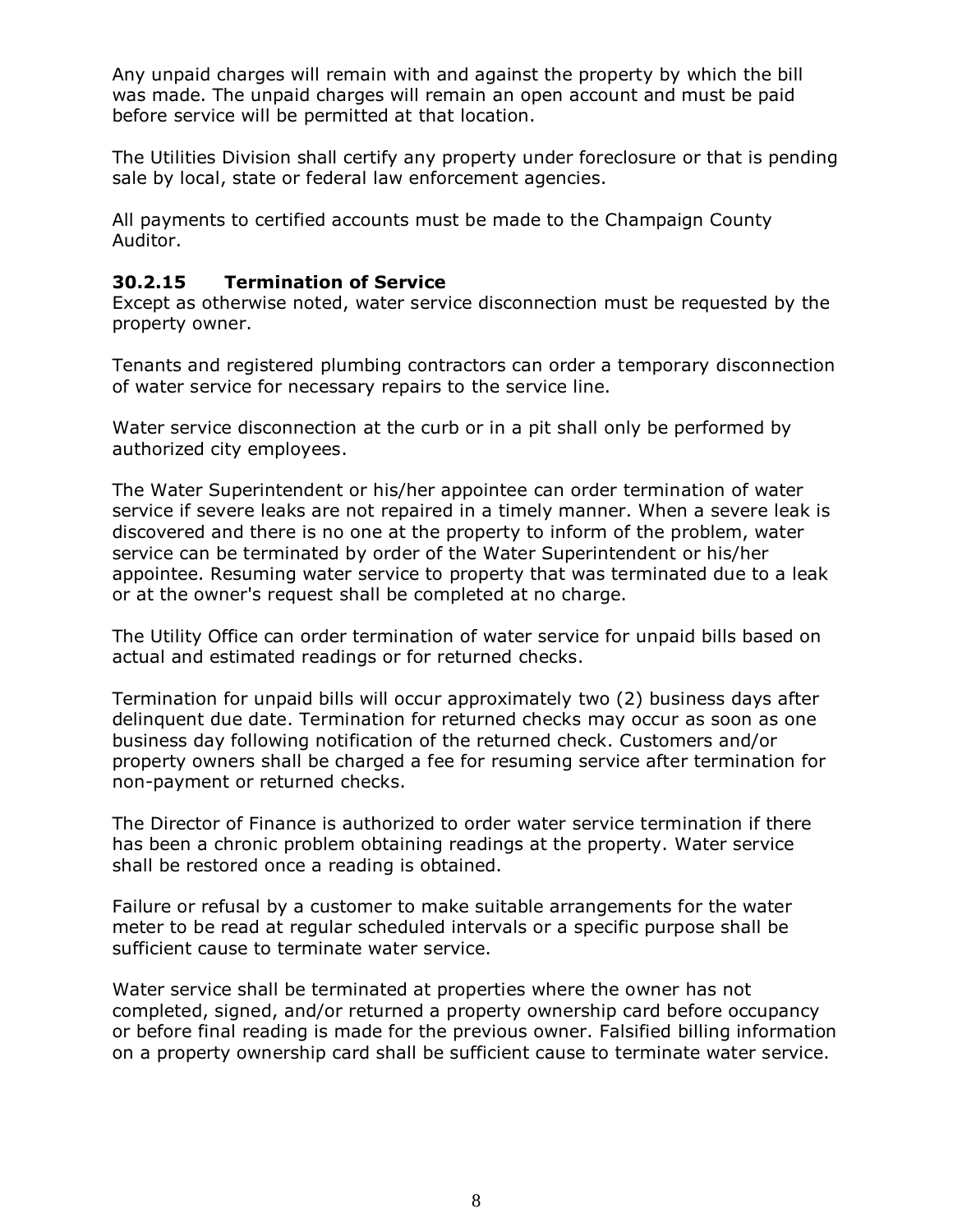Any unpaid charges will remain with and against the property by which the bill was made. The unpaid charges will remain an open account and must be paid before service will be permitted at that location.

The Utilities Division shall certify any property under foreclosure or that is pending sale by local, state or federal law enforcement agencies.

All payments to certified accounts must be made to the Champaign County Auditor.

### 30.2.15 Termination of Service

Except as otherwise noted, water service disconnection must be requested by the property owner.

Tenants and registered plumbing contractors can order a temporary disconnection of water service for necessary repairs to the service line.

Water service disconnection at the curb or in a pit shall only be performed by authorized city employees.

The Water Superintendent or his/her appointee can order termination of water service if severe leaks are not repaired in a timely manner. When a severe leak is discovered and there is no one at the property to inform of the problem, water service can be terminated by order of the Water Superintendent or his/her appointee. Resuming water service to property that was terminated due to a leak or at the owner's request shall be completed at no charge.

The Utility Office can order termination of water service for unpaid bills based on actual and estimated readings or for returned checks.

Termination for unpaid bills will occur approximately two (2) business days after delinquent due date. Termination for returned checks may occur as soon as one business day following notification of the returned check. Customers and/or property owners shall be charged a fee for resuming service after termination for non-payment or returned checks.

The Director of Finance is authorized to order water service termination if there has been a chronic problem obtaining readings at the property. Water service shall be restored once a reading is obtained.

Failure or refusal by a customer to make suitable arrangements for the water meter to be read at regular scheduled intervals or a specific purpose shall be sufficient cause to terminate water service.

Water service shall be terminated at properties where the owner has not completed, signed, and/or returned a property ownership card before occupancy or before final reading is made for the previous owner. Falsified billing information on a property ownership card shall be sufficient cause to terminate water service.